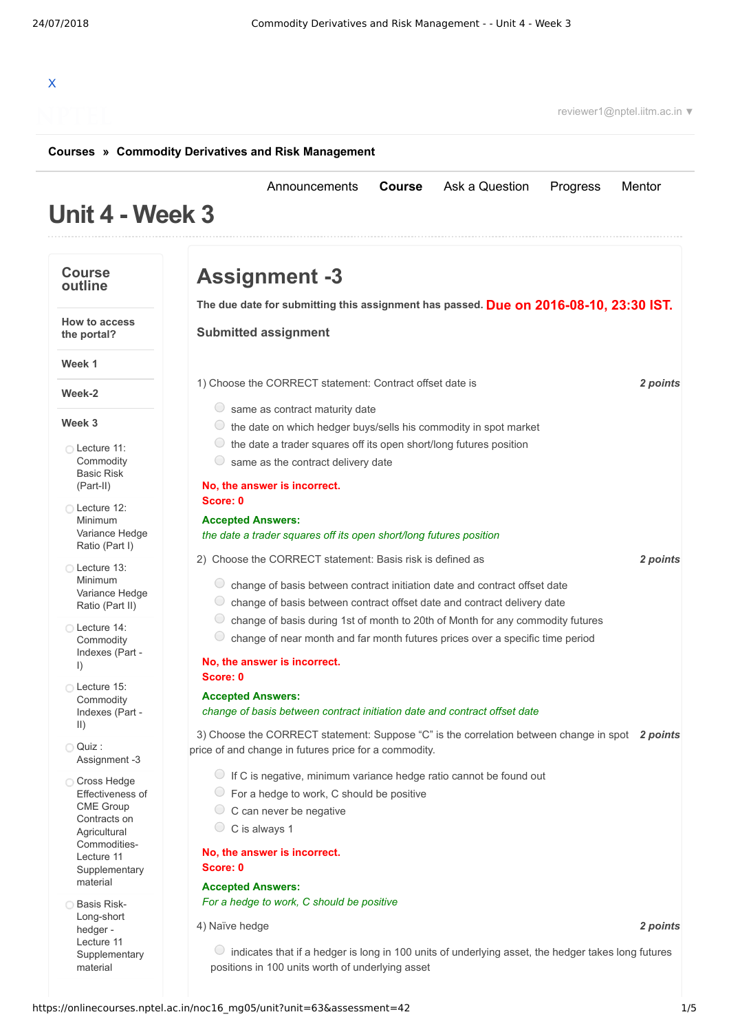X

reviewer1@nptel.iitm.ac.in ▼

**Courses » Commodity Derivatives and Risk Management**

Announcements | **Course** | Ask a Question | Progress | Mentor

# Unit 4 - Week 3

## Course outline

- How to access the portal?
- Week 1
- Week-2
- Week 3
  - Lecture 11: Commodity Basic Risk (Part-II)
  - Lecture 12: Minimum Variance Hedge Ratio (Part I)
  - Lecture 13: Minimum Variance Hedge Ratio (Part II)
  - Lecture 14: Commodity Indexes (Part - I)
  - Lecture 15: Commodity Indexes (Part - II)
  - Quiz : Assignment -3
  - Cross Hedge Effectiveness of CME Group Contracts on Agricultural Commodities- Lecture 11 Supplementary material
  - Basis Risk-Long-short hedger - Lecture 11 Supplementary material

# Assignment -3

**The due date for submitting this assignment has passed.** **Due on 2016-08-10, 23:30 IST.**

### Submitted assignment

1) Choose the CORRECT statement: Contract offset date is *2 points*

- same as contract maturity date
- the date on which hedger buys/sells his commodity in spot market
- the date a trader squares off its open short/long futures position
- same as the contract delivery date

**No, the answer is incorrect.**
**Score: 0**

**Accepted Answers:**
*the date a trader squares off its open short/long futures position*

2) Choose the CORRECT statement: Basis risk is defined as *2 points*

- change of basis between contract initiation date and contract offset date
- change of basis between contract offset date and contract delivery date
- change of basis during 1st of month to 20th of Month for any commodity futures
- change of near month and far month futures prices over a specific time period

**No, the answer is incorrect.**
**Score: 0**

**Accepted Answers:**
*change of basis between contract initiation date and contract offset date*

3) Choose the CORRECT statement: Suppose “C” is the correlation between change in spot price of and change in futures price for a commodity. *2 points*

- If C is negative, minimum variance hedge ratio cannot be found out
- For a hedge to work, C should be positive
- C can never be negative
- C is always 1

**No, the answer is incorrect.**
**Score: 0**

**Accepted Answers:**
*For a hedge to work, C should be positive*

4) Naïve hedge *2 points*

- indicates that if a hedger is long in 100 units of underlying asset, the hedger takes long futures positions in 100 units worth of underlying asset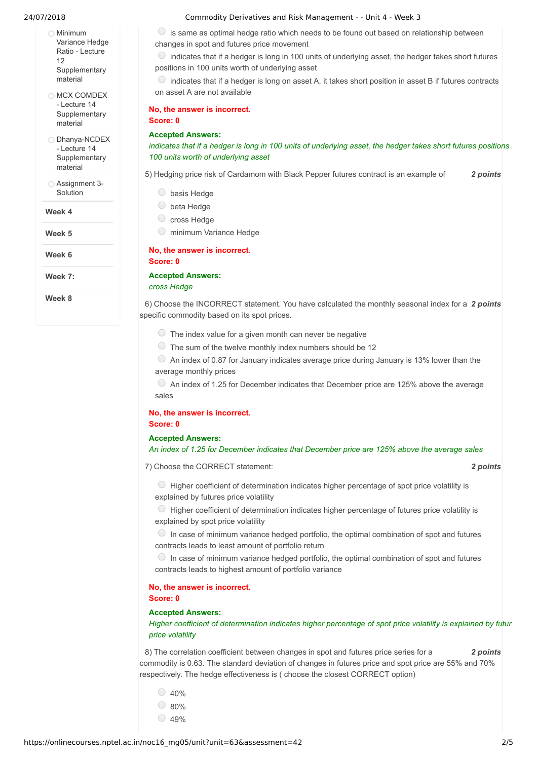- Minimum Variance Hedge Ratio - Lecture 12 Supplementary material
- MCX COMDEX - Lecture 14 Supplementary material
- Dhanya-NCDEX - Lecture 14 Supplementary material
- Assignment 3- Solution

**Week 4**

**Week 5**

**Week 6**

**Week 7:**

**Week 8**

- is same as optimal hedge ratio which needs to be found out based on relationship between changes in spot and futures price movement
- indicates that if a hedger is long in 100 units of underlying asset, the hedger takes short futures positions in 100 units worth of underlying asset
- indicates that if a hedger is long on asset A, it takes short position in asset B if futures contracts on asset A are not available

**No, the answer is incorrect.**
**Score: 0**

**Accepted Answers:**
*indicates that if a hedger is long in 100 units of underlying asset, the hedger takes short futures positions in 100 units worth of underlying asset*

5) Hedging price risk of Cardamom with Black Pepper futures contract is an example of ***2 points***

- basis Hedge
- beta Hedge
- cross Hedge
- minimum Variance Hedge

**No, the answer is incorrect.**
**Score: 0**

**Accepted Answers:**
*cross Hedge*

6) Choose the INCORRECT statement. You have calculated the monthly seasonal index for a specific commodity based on its spot prices. ***2 points***

- The index value for a given month can never be negative
- The sum of the twelve monthly index numbers should be 12
- An index of 0.87 for January indicates average price during January is 13% lower than the average monthly prices
- An index of 1.25 for December indicates that December price are 125% above the average sales

**No, the answer is incorrect.**
**Score: 0**

**Accepted Answers:**
*An index of 1.25 for December indicates that December price are 125% above the average sales*

7) Choose the CORRECT statement: ***2 points***

- Higher coefficient of determination indicates higher percentage of spot price volatility is explained by futures price volatility
- Higher coefficient of determination indicates higher percentage of futures price volatility is explained by spot price volatility
- In case of minimum variance hedged portfolio, the optimal combination of spot and futures contracts leads to least amount of portfolio return
- In case of minimum variance hedged portfolio, the optimal combination of spot and futures contracts leads to highest amount of portfolio variance

**No, the answer is incorrect.**
**Score: 0**

**Accepted Answers:**
*Higher coefficient of determination indicates higher percentage of spot price volatility is explained by futures price volatility*

8) The correlation coefficient between changes in spot and futures price series for a commodity is 0.63. The standard deviation of changes in futures price and spot price are 55% and 70% respectively. The hedge effectiveness is ( choose the closest CORRECT option) ***2 points***

- 40%
- 80%
- 49%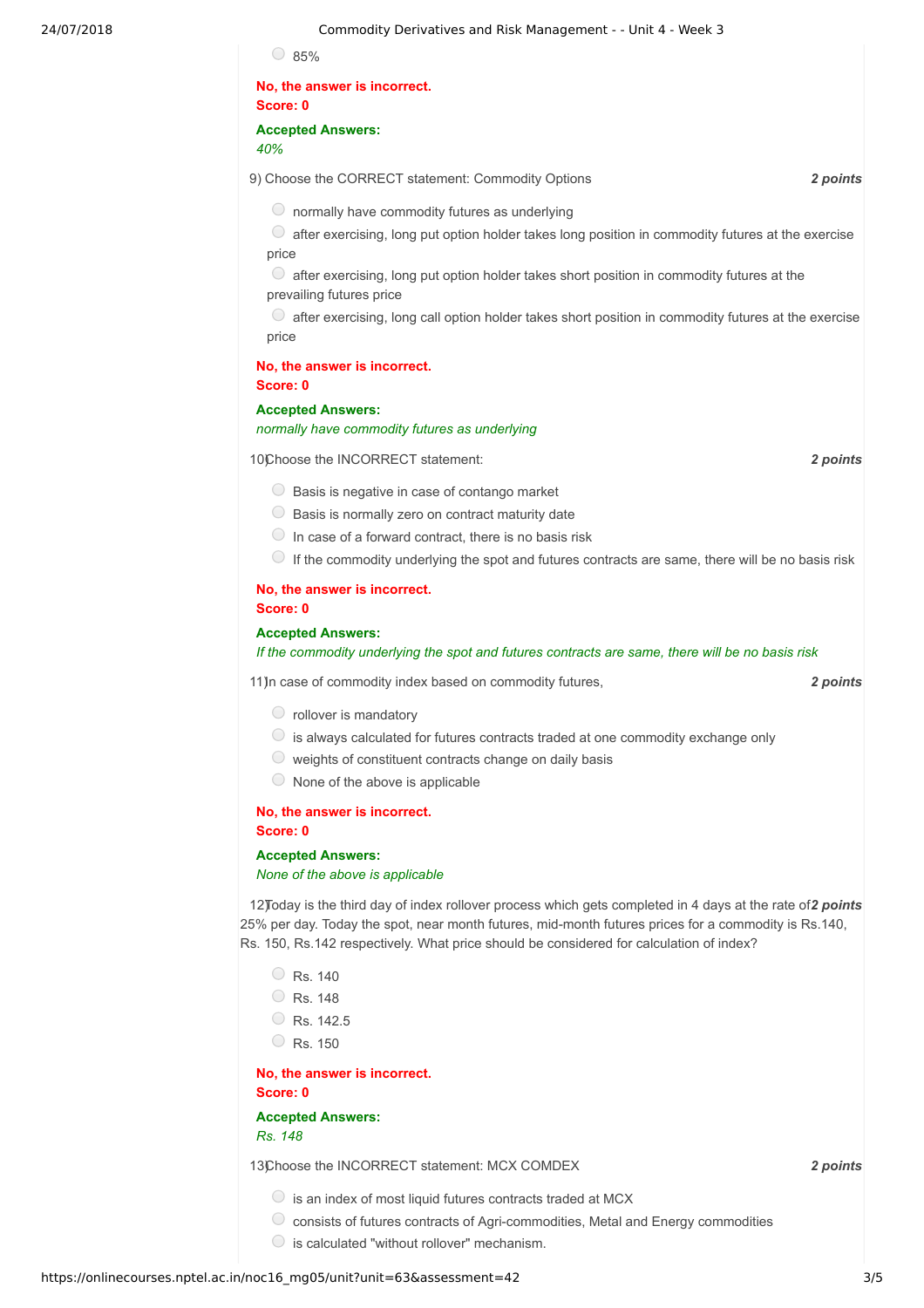- 85%

**No, the answer is incorrect.**
**Score: 0**

**Accepted Answers:**
*40%*

9) Choose the CORRECT statement: Commodity Options ***2 points***

- normally have commodity futures as underlying
- after exercising, long put option holder takes long position in commodity futures at the exercise price
- after exercising, long put option holder takes short position in commodity futures at the prevailing futures price
- after exercising, long call option holder takes short position in commodity futures at the exercise price

**No, the answer is incorrect.**
**Score: 0**

**Accepted Answers:**
*normally have commodity futures as underlying*

10) Choose the INCORRECT statement: ***2 points***

- Basis is negative in case of contango market
- Basis is normally zero on contract maturity date
- In case of a forward contract, there is no basis risk
- If the commodity underlying the spot and futures contracts are same, there will be no basis risk

**No, the answer is incorrect.**
**Score: 0**

**Accepted Answers:**
*If the commodity underlying the spot and futures contracts are same, there will be no basis risk*

11) In case of commodity index based on commodity futures, ***2 points***

- rollover is mandatory
- is always calculated for futures contracts traded at one commodity exchange only
- weights of constituent contracts change on daily basis
- None of the above is applicable

**No, the answer is incorrect.**
**Score: 0**

**Accepted Answers:**
*None of the above is applicable*

12) Today is the third day of index rollover process which gets completed in 4 days at the rate of 25% per day. Today the spot, near month futures, mid-month futures prices for a commodity is Rs.140, Rs. 150, Rs.142 respectively. What price should be considered for calculation of index? ***2 points***

- Rs. 140
- Rs. 148
- Rs. 142.5
- Rs. 150

**No, the answer is incorrect.**
**Score: 0**

**Accepted Answers:**
*Rs. 148*

13) Choose the INCORRECT statement: MCX COMDEX ***2 points***

- is an index of most liquid futures contracts traded at MCX
- consists of futures contracts of Agri-commodities, Metal and Energy commodities
- is calculated "without rollover" mechanism.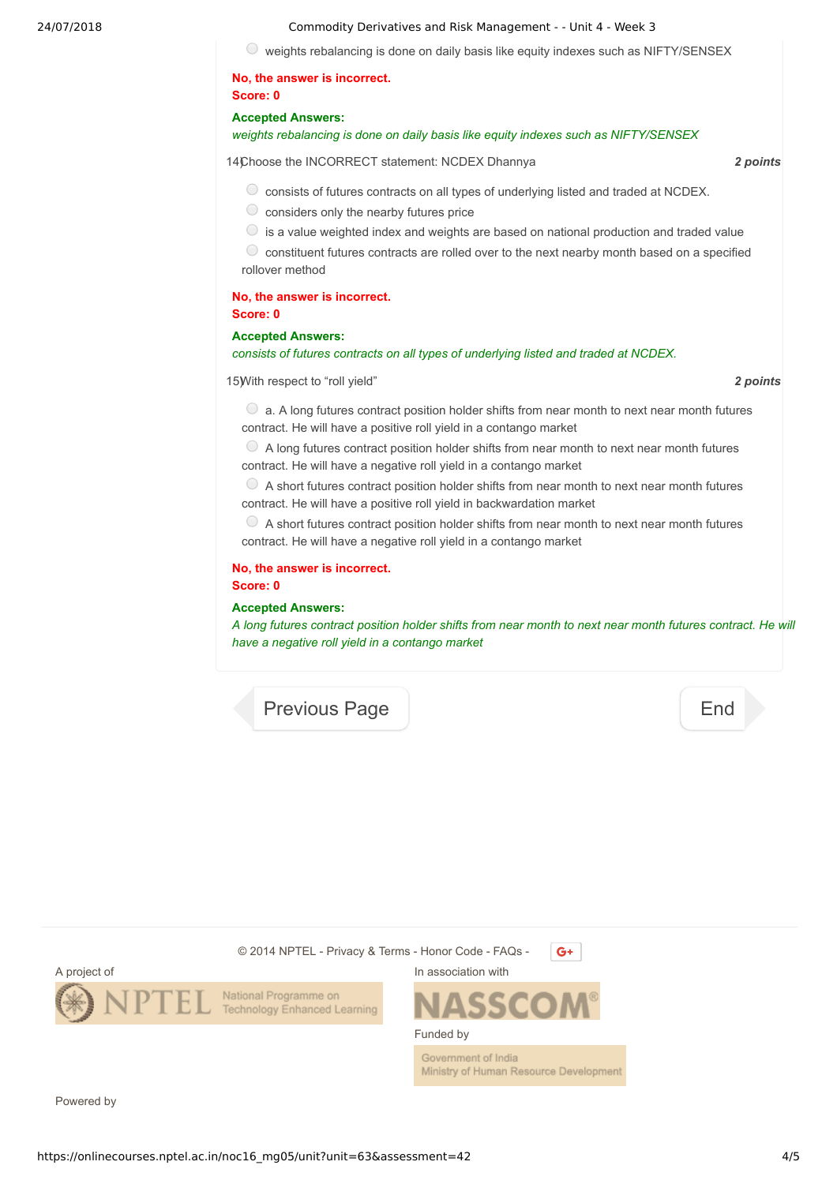- weights rebalancing is done on daily basis like equity indexes such as NIFTY/SENSEX

**No, the answer is incorrect.**
**Score: 0**

**Accepted Answers:**
*weights rebalancing is done on daily basis like equity indexes such as NIFTY/SENSEX*

14) Choose the INCORRECT statement: NCDEX Dhannya **2 points**

- consists of futures contracts on all types of underlying listed and traded at NCDEX.
- considers only the nearby futures price
- is a value weighted index and weights are based on national production and traded value
- constituent futures contracts are rolled over to the next nearby month based on a specified rollover method

**No, the answer is incorrect.**
**Score: 0**

**Accepted Answers:**
*consists of futures contracts on all types of underlying listed and traded at NCDEX.*

15) With respect to "roll yield" **2 points**

- a. A long futures contract position holder shifts from near month to next near month futures contract. He will have a positive roll yield in a contango market
- A long futures contract position holder shifts from near month to next near month futures contract. He will have a negative roll yield in a contango market
- A short futures contract position holder shifts from near month to next month futures contract. He will have a positive roll yield in backwardation market
- A short futures contract position holder shifts from near month to next near month futures contract. He will have a negative roll yield in a contango market

**No, the answer is incorrect.**
**Score: 0**

**Accepted Answers:**
*A long futures contract position holder shifts from near month to next near month futures contract. He will have a negative roll yield in a contango market*

Previous Page End

© 2014 NPTEL - Privacy & Terms - Honor Code - FAQs -

A project of NPTEL National Programme on Technology Enhanced Learning

In association with NASSCOM

Funded by Government of India Ministry of Human Resource Development

Powered by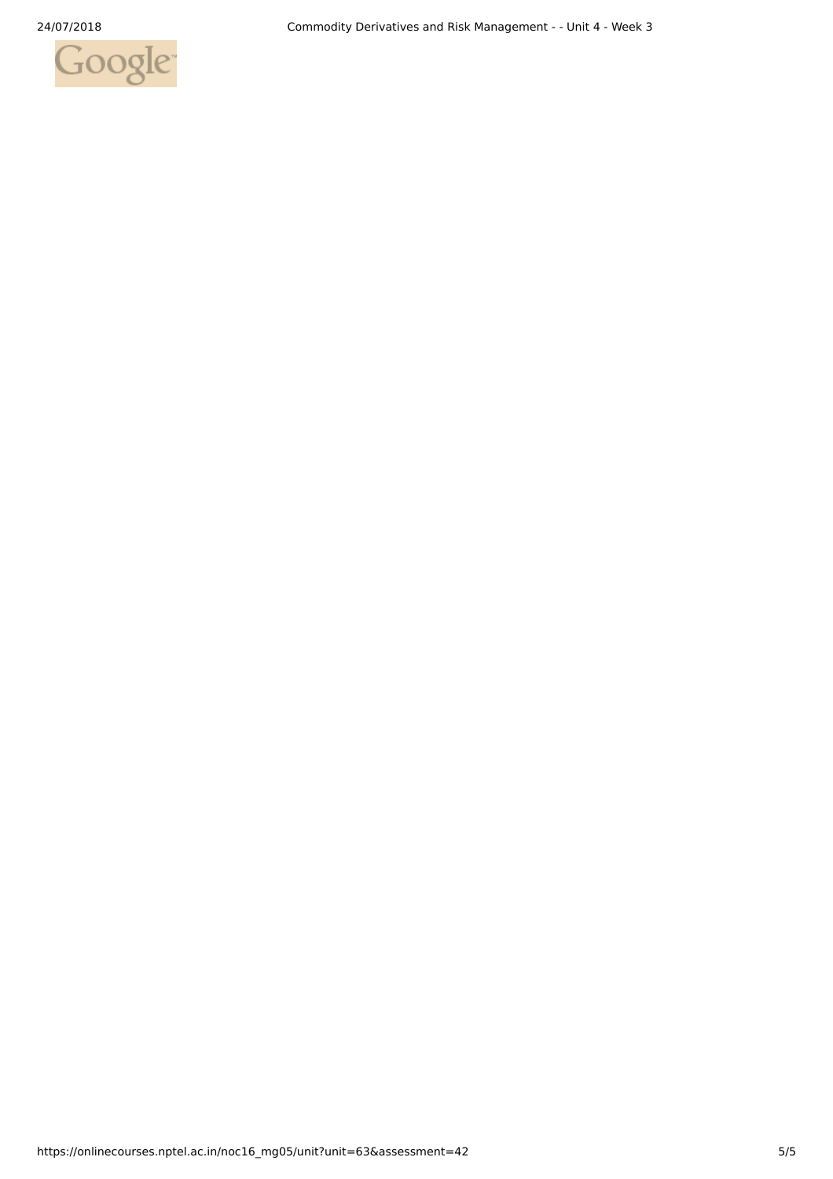Google™